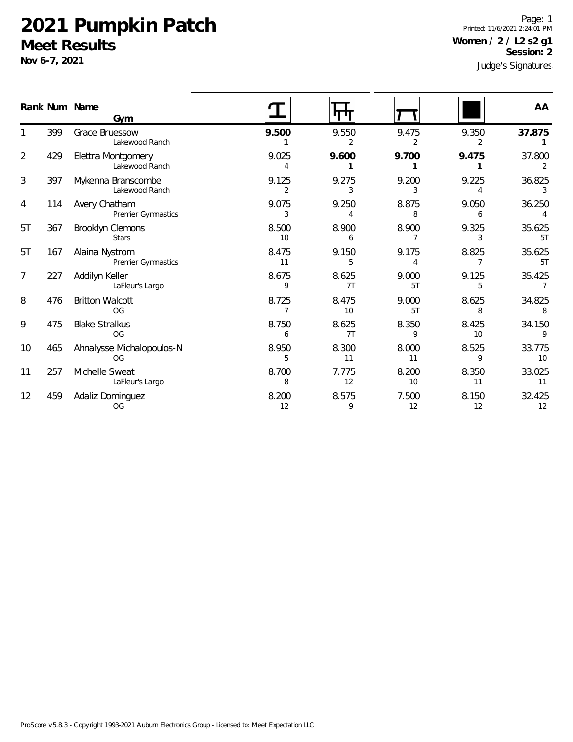# 2021 Pumpkin Patch

## Meet Results

**Nov 6-7, 2021**

Page: 1
Printed: 11/6/2021 2:24:01 PM

**Women / 2 / L2 s2 g1**
**Session: 2**

Judge's Signatures

| Rank | Num | Name / Gym | Vault | Bars | Beam | Floor | AA |
|---|---|---|---|---|---|---|---|
| 1 | 399 | Grace Bruessow<br>Lakewood Ranch | **9.500**<br>**1** | 9.550<br>2 | 9.475<br>2 | 9.350<br>2 | **37.875**<br>**1** |
| 2 | 429 | Elettra Montgomery<br>Lakewood Ranch | 9.025<br>4 | **9.600**<br>**1** | **9.700**<br>**1** | **9.475**<br>**1** | 37.800<br>2 |
| 3 | 397 | Mykenna Branscombe<br>Lakewood Ranch | 9.125<br>2 | 9.275<br>3 | 9.200<br>3 | 9.225<br>4 | 36.825<br>3 |
| 4 | 114 | Avery Chatham<br>Premier Gymnastics | 9.075<br>3 | 9.250<br>4 | 8.875<br>8 | 9.050<br>6 | 36.250<br>4 |
| 5T | 367 | Brooklyn Clemons<br>Stars | 8.500<br>10 | 8.900<br>6 | 8.900<br>7 | 9.325<br>3 | 35.625<br>5T |
| 5T | 167 | Alaina Nystrom<br>Premier Gymnastics | 8.475<br>11 | 9.150<br>5 | 9.175<br>4 | 8.825<br>7 | 35.625<br>5T |
| 7 | 227 | Addilyn Keller<br>LaFleur's Largo | 8.675<br>9 | 8.625<br>7T | 9.000<br>5T | 9.125<br>5 | 35.425<br>7 |
| 8 | 476 | Britton Walcott<br>OG | 8.725<br>7 | 8.475<br>10 | 9.000<br>5T | 8.625<br>8 | 34.825<br>8 |
| 9 | 475 | Blake Stralkus<br>OG | 8.750<br>6 | 8.625<br>7T | 8.350<br>9 | 8.425<br>10 | 34.150<br>9 |
| 10 | 465 | Ahnalysse Michalopoulos-N<br>OG | 8.950<br>5 | 8.300<br>11 | 8.000<br>11 | 8.525<br>9 | 33.775<br>10 |
| 11 | 257 | Michelle Sweat<br>LaFleur's Largo | 8.700<br>8 | 7.775<br>12 | 8.200<br>10 | 8.350<br>11 | 33.025<br>11 |
| 12 | 459 | Adaliz Dominguez<br>OG | 8.200<br>12 | 8.575<br>9 | 7.500<br>12 | 8.150<br>12 | 32.425<br>12 |

ProScore v5.8.3 - Copyright 1993-2021 Auburn Electronics Group - Licensed to: Meet Expectation LLC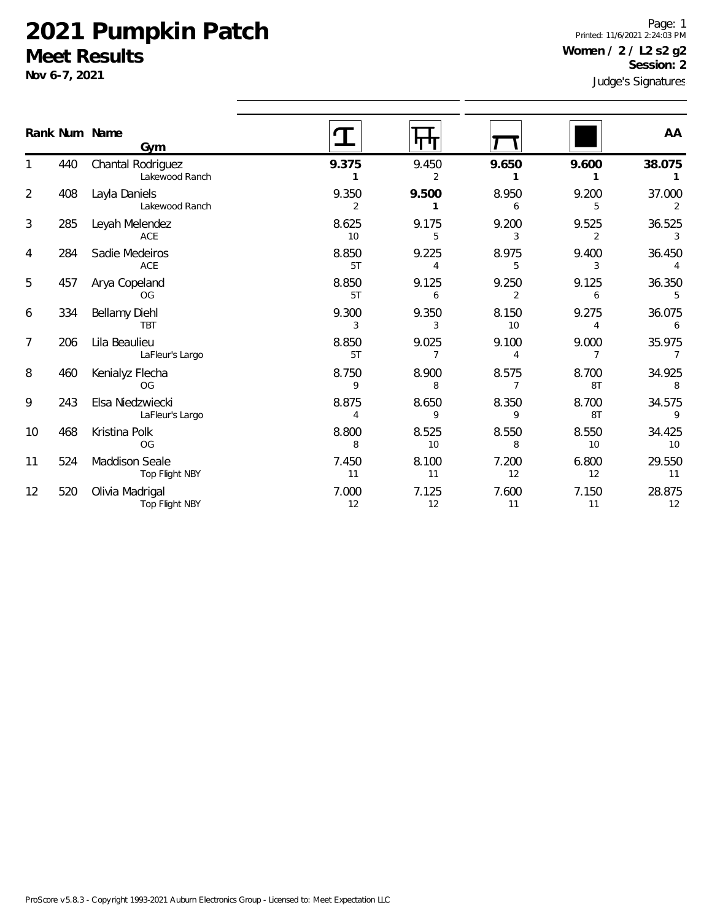# 2021 Pumpkin Patch

## Meet Results

**Nov 6-7, 2021**

Page: 1
Printed: 11/6/2021 2:24:03 PM

**Women / 2 / L2 s2 g2**
**Session: 2**

Judge's Signatures

| Rank | Num | Name / Gym | Vault | Bars | Beam | Floor | AA |
|---|---|---|---|---|---|---|---|
| 1 | 440 | Chantal Rodriguez<br>Lakewood Ranch | **9.375**<br>**1** | 9.450<br>2 | **9.650**<br>**1** | **9.600**<br>**1** | **38.075**<br>**1** |
| 2 | 408 | Layla Daniels<br>Lakewood Ranch | 9.350<br>2 | **9.500**<br>**1** | 8.950<br>6 | 9.200<br>5 | 37.000<br>2 |
| 3 | 285 | Leyah Melendez<br>ACE | 8.625<br>10 | 9.175<br>5 | 9.200<br>3 | 9.525<br>2 | 36.525<br>3 |
| 4 | 284 | Sadie Medeiros<br>ACE | 8.850<br>5T | 9.225<br>4 | 8.975<br>5 | 9.400<br>3 | 36.450<br>4 |
| 5 | 457 | Arya Copeland<br>OG | 8.850<br>5T | 9.125<br>6 | 9.250<br>2 | 9.125<br>6 | 36.350<br>5 |
| 6 | 334 | Bellamy Diehl<br>TBT | 9.300<br>3 | 9.350<br>3 | 8.150<br>10 | 9.275<br>4 | 36.075<br>6 |
| 7 | 206 | Lila Beaulieu<br>LaFleur's Largo | 8.850<br>5T | 9.025<br>7 | 9.100<br>4 | 9.000<br>7 | 35.975<br>7 |
| 8 | 460 | Kenialyz Flecha<br>OG | 8.750<br>9 | 8.900<br>8 | 8.575<br>7 | 8.700<br>8T | 34.925<br>8 |
| 9 | 243 | Elsa Niedzwiecki<br>LaFleur's Largo | 8.875<br>4 | 8.650<br>9 | 8.350<br>9 | 8.700<br>8T | 34.575<br>9 |
| 10 | 468 | Kristina Polk<br>OG | 8.800<br>8 | 8.525<br>10 | 8.550<br>8 | 8.550<br>10 | 34.425<br>10 |
| 11 | 524 | Maddison Seale<br>Top Flight NBY | 7.450<br>11 | 8.100<br>11 | 7.200<br>12 | 6.800<br>12 | 29.550<br>11 |
| 12 | 520 | Olivia Madrigal<br>Top Flight NBY | 7.000<br>12 | 7.125<br>12 | 7.600<br>11 | 7.150<br>11 | 28.875<br>12 |

ProScore v5.8.3 - Copyright 1993-2021 Auburn Electronics Group - Licensed to: Meet Expectation LLC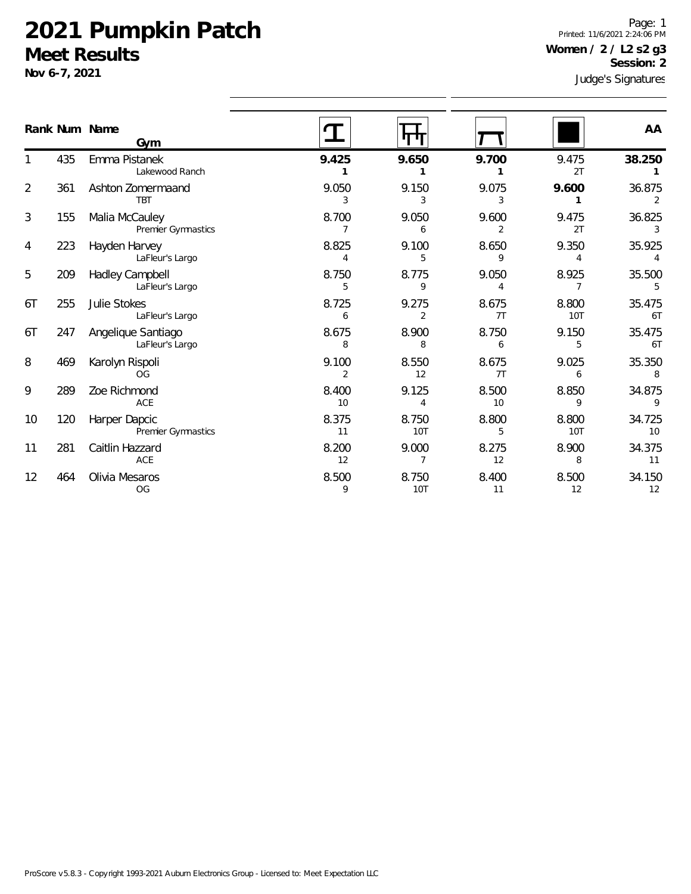# 2021 Pumpkin Patch
## Meet Results
**Nov 6-7, 2021**

Printed: 11/6/2021 2:24:06 PM
**Women / 2 / L2 s2 g3**
**Session: 2**
Judge's Signatures

| Rank | Num | Name / Gym | Vault | Bars | Beam | Floor | AA |
|---|---|---|---|---|---|---|---|
| 1 | 435 | Emma Pistanek<br>Lakewood Ranch | **9.425**<br>**1** | **9.650**<br>**1** | **9.700**<br>**1** | 9.475<br>2T | **38.250**<br>**1** |
| 2 | 361 | Ashton Zomermaand<br>TBT | 9.050<br>3 | 9.150<br>3 | 9.075<br>3 | **9.600**<br>**1** | 36.875<br>2 |
| 3 | 155 | Malia McCauley<br>Premier Gymnastics | 8.700<br>7 | 9.050<br>6 | 9.600<br>2 | 9.475<br>2T | 36.825<br>3 |
| 4 | 223 | Hayden Harvey<br>LaFleur's Largo | 8.825<br>4 | 9.100<br>5 | 8.650<br>9 | 9.350<br>4 | 35.925<br>4 |
| 5 | 209 | Hadley Campbell<br>LaFleur's Largo | 8.750<br>5 | 8.775<br>9 | 9.050<br>4 | 8.925<br>7 | 35.500<br>5 |
| 6T | 255 | Julie Stokes<br>LaFleur's Largo | 8.725<br>6 | 9.275<br>2 | 8.675<br>7T | 8.800<br>10T | 35.475<br>6T |
| 6T | 247 | Angelique Santiago<br>LaFleur's Largo | 8.675<br>8 | 8.900<br>8 | 8.750<br>6 | 9.150<br>5 | 35.475<br>6T |
| 8 | 469 | Karolyn Rispoli<br>OG | 9.100<br>2 | 8.550<br>12 | 8.675<br>7T | 9.025<br>6 | 35.350<br>8 |
| 9 | 289 | Zoe Richmond<br>ACE | 8.400<br>10 | 9.125<br>4 | 8.500<br>10 | 8.850<br>9 | 34.875<br>9 |
| 10 | 120 | Harper Dapcic<br>Premier Gymnastics | 8.375<br>11 | 8.750<br>10T | 8.800<br>5 | 8.800<br>10T | 34.725<br>10 |
| 11 | 281 | Caitlin Hazzard<br>ACE | 8.200<br>12 | 9.000<br>7 | 8.275<br>12 | 8.900<br>8 | 34.375<br>11 |
| 12 | 464 | Olivia Mesaros<br>OG | 8.500<br>9 | 8.750<br>10T | 8.400<br>11 | 8.500<br>12 | 34.150<br>12 |

ProScore v5.8.3 - Copyright 1993-2021 Auburn Electronics Group - Licensed to: Meet Expectation LLC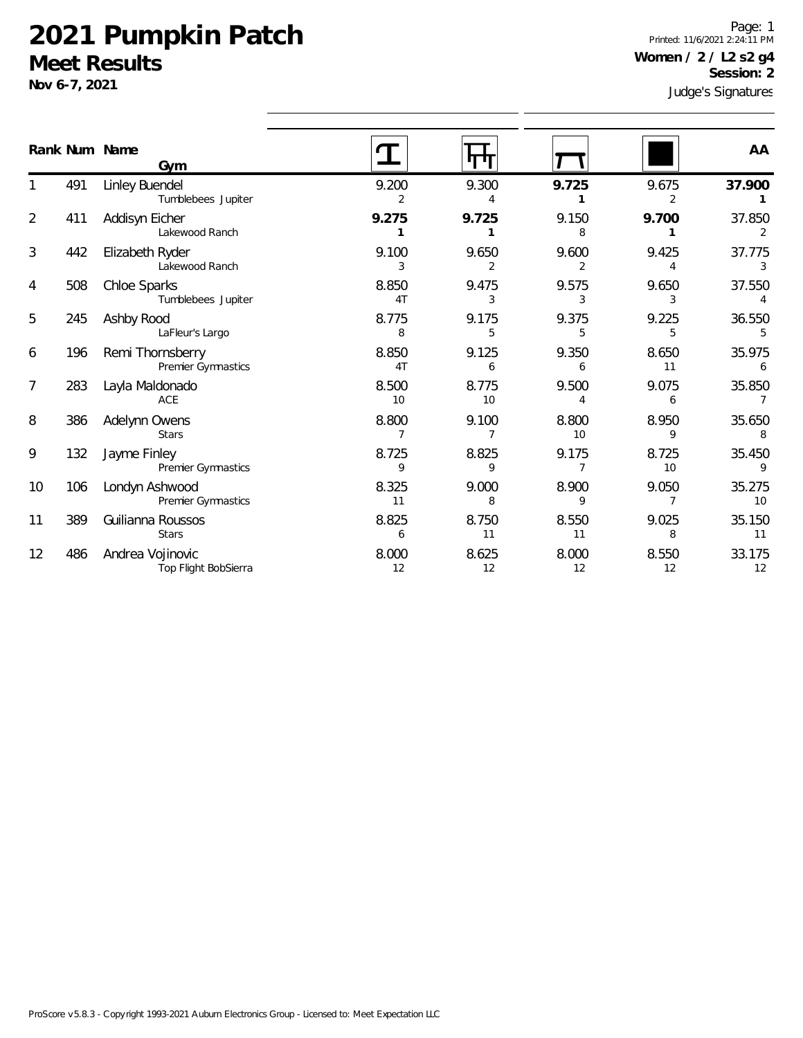# 2021 Pumpkin Patch

## Meet Results

**Nov 6-7, 2021**

Page: 1
Printed: 11/6/2021 2:24:11 PM

**Women / 2 / L2 s2 g4**
**Session: 2**

Judge's Signatures

| Rank | Num | Name / Gym | Vault | Bars | Beam | Floor | AA |
|---|---|---|---|---|---|---|---|
| 1 | 491 | Linley Buendel<br>Tumblebees Jupiter | 9.200<br>2 | 9.300<br>4 | **9.725**<br>**1** | 9.675<br>2 | **37.900**<br>**1** |
| 2 | 411 | Addisyn Eicher<br>Lakewood Ranch | **9.275**<br>**1** | **9.725**<br>**1** | 9.150<br>8 | **9.700**<br>**1** | 37.850<br>2 |
| 3 | 442 | Elizabeth Ryder<br>Lakewood Ranch | 9.100<br>3 | 9.650<br>2 | 9.600<br>2 | 9.425<br>4 | 37.775<br>3 |
| 4 | 508 | Chloe Sparks<br>Tumblebees Jupiter | 8.850<br>4T | 9.475<br>3 | 9.575<br>3 | 9.650<br>3 | 37.550<br>4 |
| 5 | 245 | Ashby Rood<br>LaFleur's Largo | 8.775<br>8 | 9.175<br>5 | 9.375<br>5 | 9.225<br>5 | 36.550<br>5 |
| 6 | 196 | Remi Thornsberry<br>Premier Gymnastics | 8.850<br>4T | 9.125<br>6 | 9.350<br>6 | 8.650<br>11 | 35.975<br>6 |
| 7 | 283 | Layla Maldonado<br>ACE | 8.500<br>10 | 8.775<br>10 | 9.500<br>4 | 9.075<br>6 | 35.850<br>7 |
| 8 | 386 | Adelynn Owens<br>Stars | 8.800<br>7 | 9.100<br>7 | 8.800<br>10 | 8.950<br>9 | 35.650<br>8 |
| 9 | 132 | Jayme Finley<br>Premier Gymnastics | 8.725<br>9 | 8.825<br>9 | 9.175<br>7 | 8.725<br>10 | 35.450<br>9 |
| 10 | 106 | Londyn Ashwood<br>Premier Gymnastics | 8.325<br>11 | 9.000<br>8 | 8.900<br>9 | 9.050<br>7 | 35.275<br>10 |
| 11 | 389 | Guilianna Roussos<br>Stars | 8.825<br>6 | 8.750<br>11 | 8.550<br>11 | 9.025<br>8 | 35.150<br>11 |
| 12 | 486 | Andrea Vojinovic<br>Top Flight BobSierra | 8.000<br>12 | 8.625<br>12 | 8.000<br>12 | 8.550<br>12 | 33.175<br>12 |

ProScore v5.8.3 - Copyright 1993-2021 Auburn Electronics Group - Licensed to: Meet Expectation LLC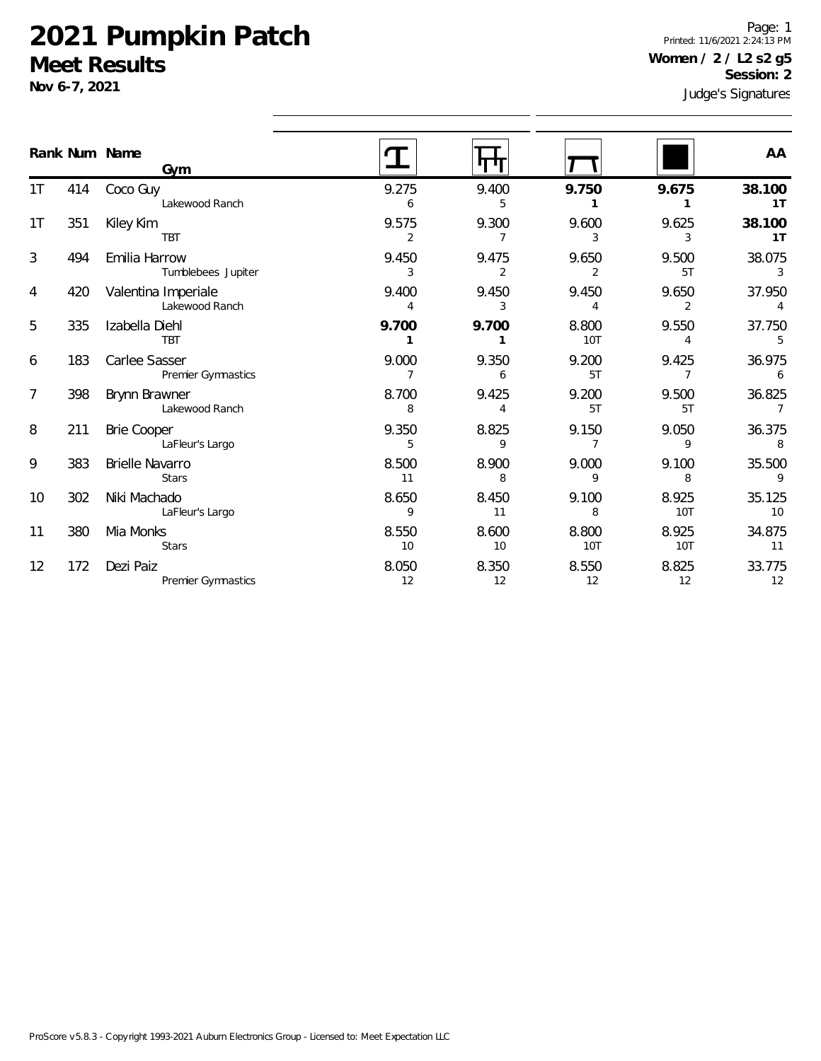# 2021 Pumpkin Patch

## Meet Results

**Nov 6-7, 2021**

Page: 1
Printed: 11/6/2021 2:24:13 PM

**Women / 2 / L2 s2 g5**
**Session: 2**

Judge's Signatures

| Rank | Num | Name / Gym | Vault | Bars | Beam | Floor | AA |
|---|---|---|---|---|---|---|---|
| 1T | 414 | Coco Guy<br>Lakewood Ranch | 9.275<br>6 | 9.400<br>5 | **9.750**<br>**1** | **9.675**<br>**1** | **38.100**<br>**1T** |
| 1T | 351 | Kiley Kim<br>TBT | 9.575<br>2 | 9.300<br>7 | 9.600<br>3 | 9.625<br>3 | **38.100**<br>**1T** |
| 3 | 494 | Emilia Harrow<br>Tumblebees Jupiter | 9.450<br>3 | 9.475<br>2 | 9.650<br>2 | 9.500<br>5T | 38.075<br>3 |
| 4 | 420 | Valentina Imperiale<br>Lakewood Ranch | 9.400<br>4 | 9.450<br>3 | 9.450<br>4 | 9.650<br>2 | 37.950<br>4 |
| 5 | 335 | Izabella Diehl<br>TBT | **9.700**<br>**1** | **9.700**<br>**1** | 8.800<br>10T | 9.550<br>4 | 37.750<br>5 |
| 6 | 183 | Carlee Sasser<br>Premier Gymnastics | 9.000<br>7 | 9.350<br>6 | 9.200<br>5T | 9.425<br>7 | 36.975<br>6 |
| 7 | 398 | Brynn Brawner<br>Lakewood Ranch | 8.700<br>8 | 9.425<br>4 | 9.200<br>5T | 9.500<br>5T | 36.825<br>7 |
| 8 | 211 | Brie Cooper<br>LaFleur's Largo | 9.350<br>5 | 8.825<br>9 | 9.150<br>7 | 9.050<br>9 | 36.375<br>8 |
| 9 | 383 | Brielle Navarro<br>Stars | 8.500<br>11 | 8.900<br>8 | 9.000<br>9 | 9.100<br>8 | 35.500<br>9 |
| 10 | 302 | Niki Machado<br>LaFleur's Largo | 8.650<br>9 | 8.450<br>11 | 9.100<br>8 | 8.925<br>10T | 35.125<br>10 |
| 11 | 380 | Mia Monks<br>Stars | 8.550<br>10 | 8.600<br>10 | 8.800<br>10T | 8.925<br>10T | 34.875<br>11 |
| 12 | 172 | Dezi Paiz<br>Premier Gymnastics | 8.050<br>12 | 8.350<br>12 | 8.550<br>12 | 8.825<br>12 | 33.775<br>12 |

ProScore v5.8.3 - Copyright 1993-2021 Auburn Electronics Group - Licensed to: Meet Expectation LLC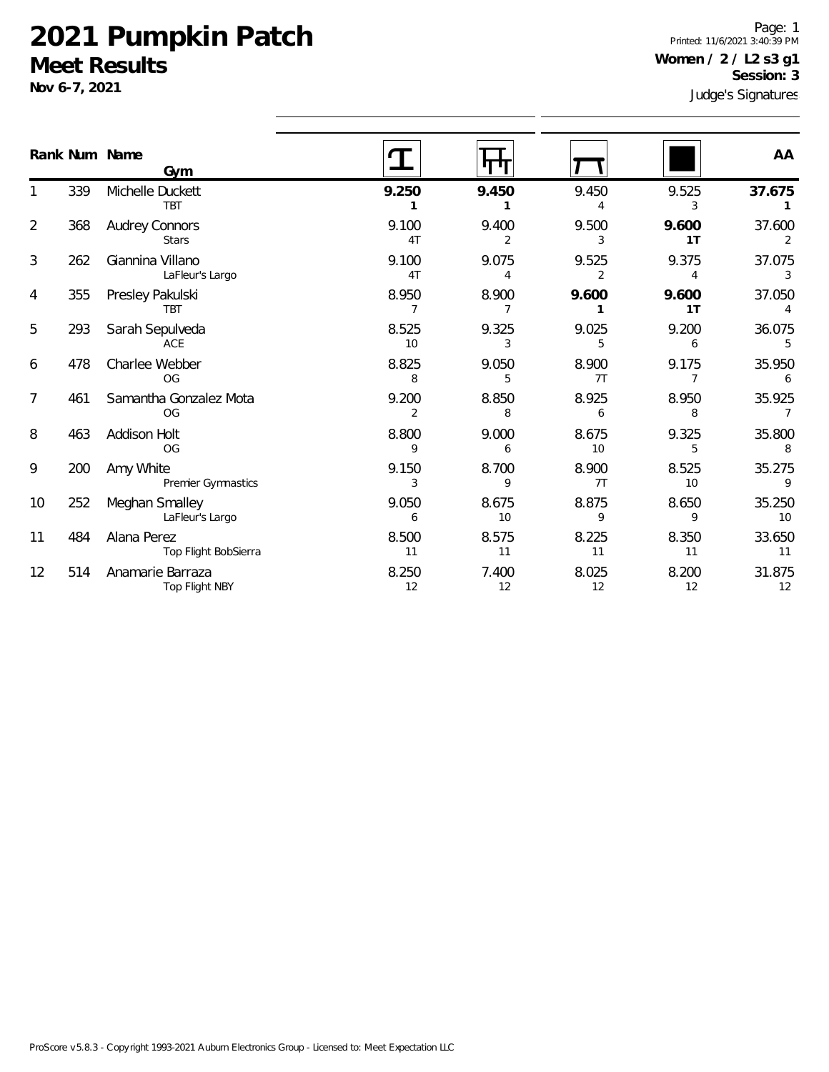# 2021 Pumpkin Patch

## Meet Results

**Nov 6-7, 2021**

Printed: 11/6/2021 3:40:39 PM

**Women / 2 / L2 s3 g1**

**Session: 3**

Judge's Signatures

| Rank | Num | Name / Gym | Vault | Bars | Beam | Floor | AA |
|---|---|---|---|---|---|---|---|
| 1 | 339 | Michelle Duckett<br>TBT | **9.250**<br>**1** | **9.450**<br>**1** | 9.450<br>4 | 9.525<br>3 | **37.675**<br>**1** |
| 2 | 368 | Audrey Connors<br>Stars | 9.100<br>4T | 9.400<br>2 | 9.500<br>3 | **9.600**<br>**1T** | 37.600<br>2 |
| 3 | 262 | Giannina Villano<br>LaFleur's Largo | 9.100<br>4T | 9.075<br>4 | 9.525<br>2 | 9.375<br>4 | 37.075<br>3 |
| 4 | 355 | Presley Pakulski<br>TBT | 8.950<br>7 | 8.900<br>7 | **9.600**<br>**1** | **9.600**<br>**1T** | 37.050<br>4 |
| 5 | 293 | Sarah Sepulveda<br>ACE | 8.525<br>10 | 9.325<br>3 | 9.025<br>5 | 9.200<br>6 | 36.075<br>5 |
| 6 | 478 | Charlee Webber<br>OG | 8.825<br>8 | 9.050<br>5 | 8.900<br>7T | 9.175<br>7 | 35.950<br>6 |
| 7 | 461 | Samantha Gonzalez Mota<br>OG | 9.200<br>2 | 8.850<br>8 | 8.925<br>6 | 8.950<br>8 | 35.925<br>7 |
| 8 | 463 | Addison Holt<br>OG | 8.800<br>9 | 9.000<br>6 | 8.675<br>10 | 9.325<br>5 | 35.800<br>8 |
| 9 | 200 | Amy White<br>Premier Gymnastics | 9.150<br>3 | 8.700<br>9 | 8.900<br>7T | 8.525<br>10 | 35.275<br>9 |
| 10 | 252 | Meghan Smalley<br>LaFleur's Largo | 9.050<br>6 | 8.675<br>10 | 8.875<br>9 | 8.650<br>9 | 35.250<br>10 |
| 11 | 484 | Alana Perez<br>Top Flight BobSierra | 8.500<br>11 | 8.575<br>11 | 8.225<br>11 | 8.350<br>11 | 33.650<br>11 |
| 12 | 514 | Anamarie Barraza<br>Top Flight NBY | 8.250<br>12 | 7.400<br>12 | 8.025<br>12 | 8.200<br>12 | 31.875<br>12 |

ProScore v5.8.3 - Copyright 1993-2021 Auburn Electronics Group - Licensed to: Meet Expectation LLC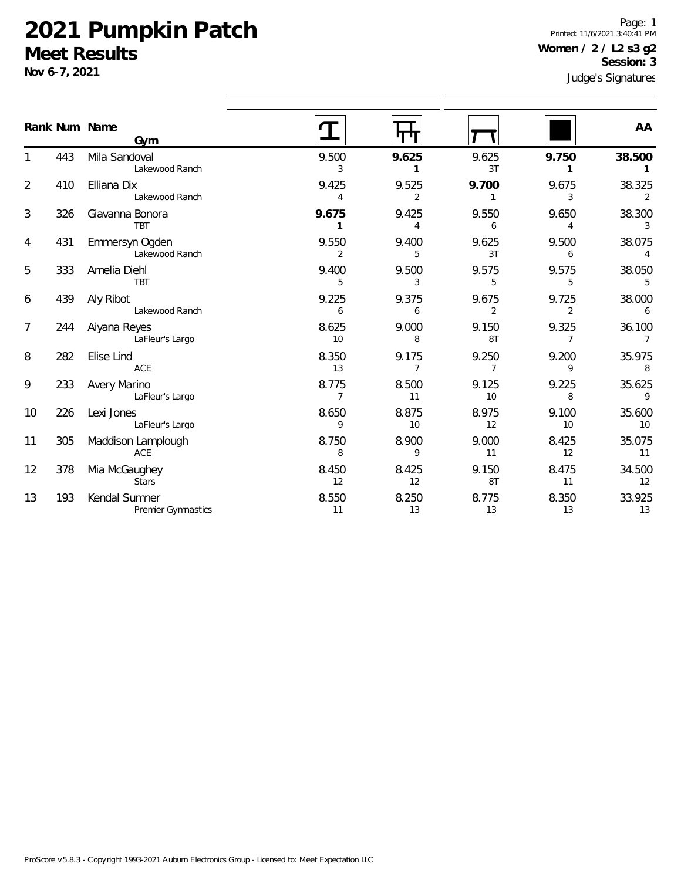# 2021 Pumpkin Patch

## Meet Results

**Nov 6-7, 2021**

Page: 1
Printed: 11/6/2021 3:40:41 PM

**Women / 2 / L2 s3 g2**
**Session: 3**

Judge's Signatures

| Rank | Num | Name / Gym | Vault | Bars | Beam | Floor | AA |
|---|---|---|---|---|---|---|---|
| 1 | 443 | Mila Sandoval<br>Lakewood Ranch | 9.500<br>3 | **9.625**<br>**1** | 9.625<br>3T | **9.750**<br>**1** | **38.500**<br>**1** |
| 2 | 410 | Elliana Dix<br>Lakewood Ranch | 9.425<br>4 | 9.525<br>2 | **9.700**<br>**1** | 9.675<br>3 | 38.325<br>2 |
| 3 | 326 | Giavanna Bonora<br>TBT | **9.675**<br>**1** | 9.425<br>4 | 9.550<br>6 | 9.650<br>4 | 38.300<br>3 |
| 4 | 431 | Emmersyn Ogden<br>Lakewood Ranch | 9.550<br>2 | 9.400<br>5 | 9.625<br>3T | 9.500<br>6 | 38.075<br>4 |
| 5 | 333 | Amelia Diehl<br>TBT | 9.400<br>5 | 9.500<br>3 | 9.575<br>5 | 9.575<br>5 | 38.050<br>5 |
| 6 | 439 | Aly Ribot<br>Lakewood Ranch | 9.225<br>6 | 9.375<br>6 | 9.675<br>2 | 9.725<br>2 | 38.000<br>6 |
| 7 | 244 | Aiyana Reyes<br>LaFleur's Largo | 8.625<br>10 | 9.000<br>8 | 9.150<br>8T | 9.325<br>7 | 36.100<br>7 |
| 8 | 282 | Elise Lind<br>ACE | 8.350<br>13 | 9.175<br>7 | 9.250<br>7 | 9.200<br>9 | 35.975<br>8 |
| 9 | 233 | Avery Marino<br>LaFleur's Largo | 8.775<br>7 | 8.500<br>11 | 9.125<br>10 | 9.225<br>8 | 35.625<br>9 |
| 10 | 226 | Lexi Jones<br>LaFleur's Largo | 8.650<br>9 | 8.875<br>10 | 8.975<br>12 | 9.100<br>10 | 35.600<br>10 |
| 11 | 305 | Maddison Lamplough<br>ACE | 8.750<br>8 | 8.900<br>9 | 9.000<br>11 | 8.425<br>12 | 35.075<br>11 |
| 12 | 378 | Mia McGaughey<br>Stars | 8.450<br>12 | 8.425<br>12 | 9.150<br>8T | 8.475<br>11 | 34.500<br>12 |
| 13 | 193 | Kendal Sumner<br>Premier Gymnastics | 8.550<br>11 | 8.250<br>13 | 8.775<br>13 | 8.350<br>13 | 33.925<br>13 |

ProScore v5.8.3 - Copyright 1993-2021 Auburn Electronics Group - Licensed to: Meet Expectation LLC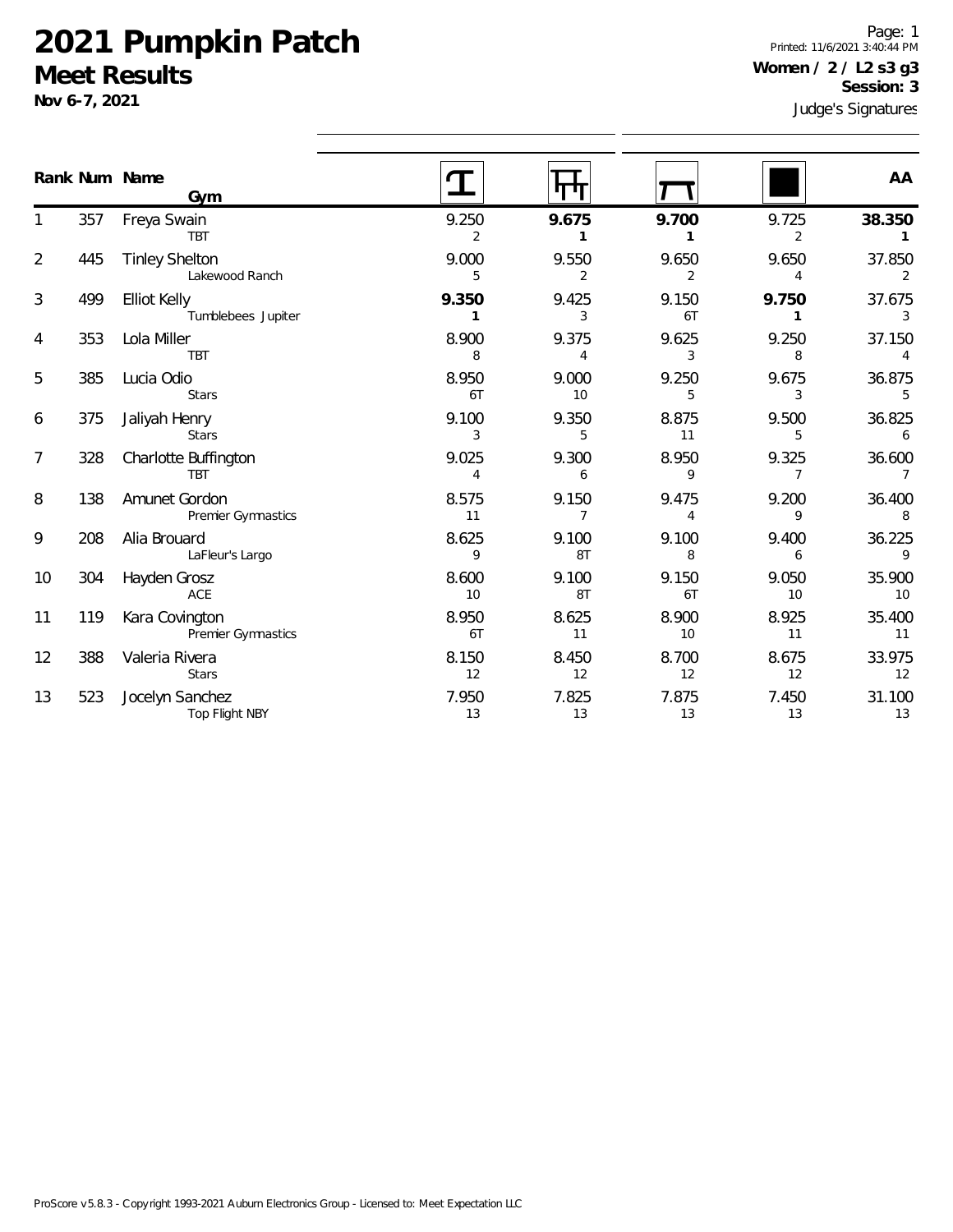# 2021 Pumpkin Patch

## Meet Results

**Nov 6-7, 2021**

Printed: 11/6/2021 3:40:44 PM

**Women / 2 / L2 s3 g3**

**Session: 3**

Judge's Signatures

| Rank | Num | Name / Gym | Vault | Bars | Beam | Floor | AA |
|---|---|---|---|---|---|---|---|
| 1 | 357 | Freya Swain<br>TBT | 9.250<br>2 | **9.675**<br>**1** | **9.700**<br>**1** | 9.725<br>2 | **38.350**<br>**1** |
| 2 | 445 | Tinley Shelton<br>Lakewood Ranch | 9.000<br>5 | 9.550<br>2 | 9.650<br>2 | 9.650<br>4 | 37.850<br>2 |
| 3 | 499 | Elliot Kelly<br>Tumblebees Jupiter | **9.350**<br>**1** | 9.425<br>3 | 9.150<br>6T | **9.750**<br>**1** | 37.675<br>3 |
| 4 | 353 | Lola Miller<br>TBT | 8.900<br>8 | 9.375<br>4 | 9.625<br>3 | 9.250<br>8 | 37.150<br>4 |
| 5 | 385 | Lucia Odio<br>Stars | 8.950<br>6T | 9.000<br>10 | 9.250<br>5 | 9.675<br>3 | 36.875<br>5 |
| 6 | 375 | Jaliyah Henry<br>Stars | 9.100<br>3 | 9.350<br>5 | 8.875<br>11 | 9.500<br>5 | 36.825<br>6 |
| 7 | 328 | Charlotte Buffington<br>TBT | 9.025<br>4 | 9.300<br>6 | 8.950<br>9 | 9.325<br>7 | 36.600<br>7 |
| 8 | 138 | Amunet Gordon<br>Premier Gymnastics | 8.575<br>11 | 9.150<br>7 | 9.475<br>4 | 9.200<br>9 | 36.400<br>8 |
| 9 | 208 | Alia Brouard<br>LaFleur's Largo | 8.625<br>9 | 9.100<br>8T | 9.100<br>8 | 9.400<br>6 | 36.225<br>9 |
| 10 | 304 | Hayden Grosz<br>ACE | 8.600<br>10 | 9.100<br>8T | 9.150<br>6T | 9.050<br>10 | 35.900<br>10 |
| 11 | 119 | Kara Covington<br>Premier Gymnastics | 8.950<br>6T | 8.625<br>11 | 8.900<br>10 | 8.925<br>11 | 35.400<br>11 |
| 12 | 388 | Valeria Rivera<br>Stars | 8.150<br>12 | 8.450<br>12 | 8.700<br>12 | 8.675<br>12 | 33.975<br>12 |
| 13 | 523 | Jocelyn Sanchez<br>Top Flight NBY | 7.950<br>13 | 7.825<br>13 | 7.875<br>13 | 7.450<br>13 | 31.100<br>13 |

ProScore v5.8.3 - Copyright 1993-2021 Auburn Electronics Group - Licensed to: Meet Expectation LLC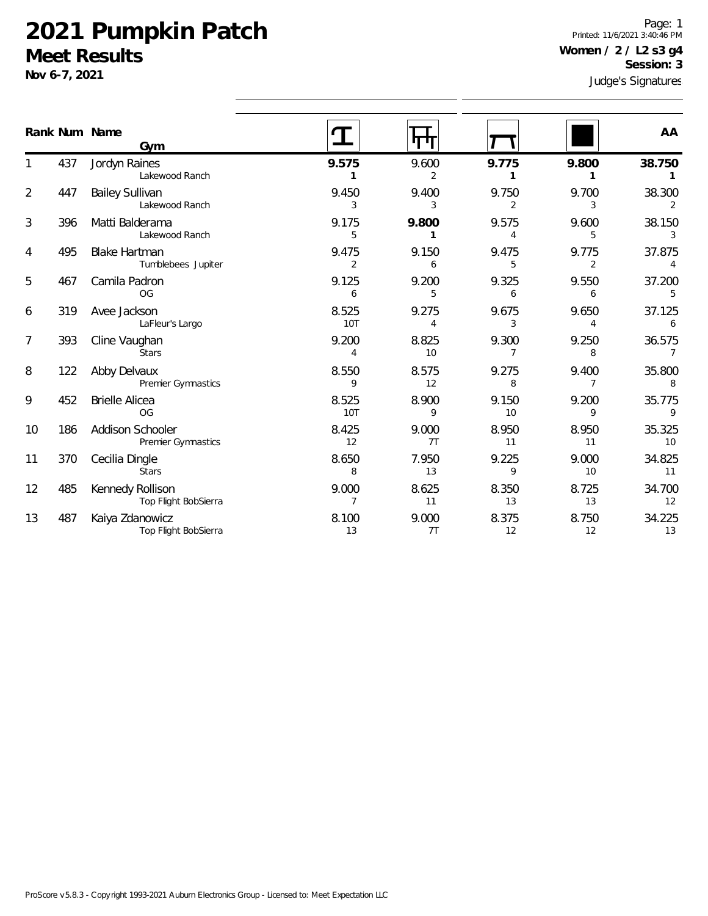# 2021 Pumpkin Patch

## Meet Results

**Nov 6-7, 2021**

Page: 1
Printed: 11/6/2021 3:40:46 PM

**Women / 2 / L2 s3 g4**
**Session: 3**

Judge's Signatures

| Rank | Num | Name / Gym | Vault | Bars | Beam | Floor | AA |
|---|---|---|---|---|---|---|---|
| 1 | 437 | Jordyn Raines<br>Lakewood Ranch | **9.575**<br>**1** | 9.600<br>2 | **9.775**<br>**1** | **9.800**<br>**1** | **38.750**<br>**1** |
| 2 | 447 | Bailey Sullivan<br>Lakewood Ranch | 9.450<br>3 | 9.400<br>3 | 9.750<br>2 | 9.700<br>3 | 38.300<br>2 |
| 3 | 396 | Matti Balderama<br>Lakewood Ranch | 9.175<br>5 | **9.800**<br>**1** | 9.575<br>4 | 9.600<br>5 | 38.150<br>3 |
| 4 | 495 | Blake Hartman<br>Tumblebees Jupiter | 9.475<br>2 | 9.150<br>6 | 9.475<br>5 | 9.775<br>2 | 37.875<br>4 |
| 5 | 467 | Camila Padron<br>OG | 9.125<br>6 | 9.200<br>5 | 9.325<br>6 | 9.550<br>6 | 37.200<br>5 |
| 6 | 319 | Avee Jackson<br>LaFleur's Largo | 8.525<br>10T | 9.275<br>4 | 9.675<br>3 | 9.650<br>4 | 37.125<br>6 |
| 7 | 393 | Cline Vaughan<br>Stars | 9.200<br>4 | 8.825<br>10 | 9.300<br>7 | 9.250<br>8 | 36.575<br>7 |
| 8 | 122 | Abby Delvaux<br>Premier Gymnastics | 8.550<br>9 | 8.575<br>12 | 9.275<br>8 | 9.400<br>7 | 35.800<br>8 |
| 9 | 452 | Brielle Alicea<br>OG | 8.525<br>10T | 8.900<br>9 | 9.150<br>10 | 9.200<br>9 | 35.775<br>9 |
| 10 | 186 | Addison Schooler<br>Premier Gymnastics | 8.425<br>12 | 9.000<br>7T | 8.950<br>11 | 8.950<br>11 | 35.325<br>10 |
| 11 | 370 | Cecilia Dingle<br>Stars | 8.650<br>8 | 7.950<br>13 | 9.225<br>9 | 9.000<br>10 | 34.825<br>11 |
| 12 | 485 | Kennedy Rollison<br>Top Flight BobSierra | 9.000<br>7 | 8.625<br>11 | 8.350<br>13 | 8.725<br>13 | 34.700<br>12 |
| 13 | 487 | Kaiya Zdanowicz<br>Top Flight BobSierra | 8.100<br>13 | 9.000<br>7T | 8.375<br>12 | 8.750<br>12 | 34.225<br>13 |

ProScore v5.8.3 - Copyright 1993-2021 Auburn Electronics Group - Licensed to: Meet Expectation LLC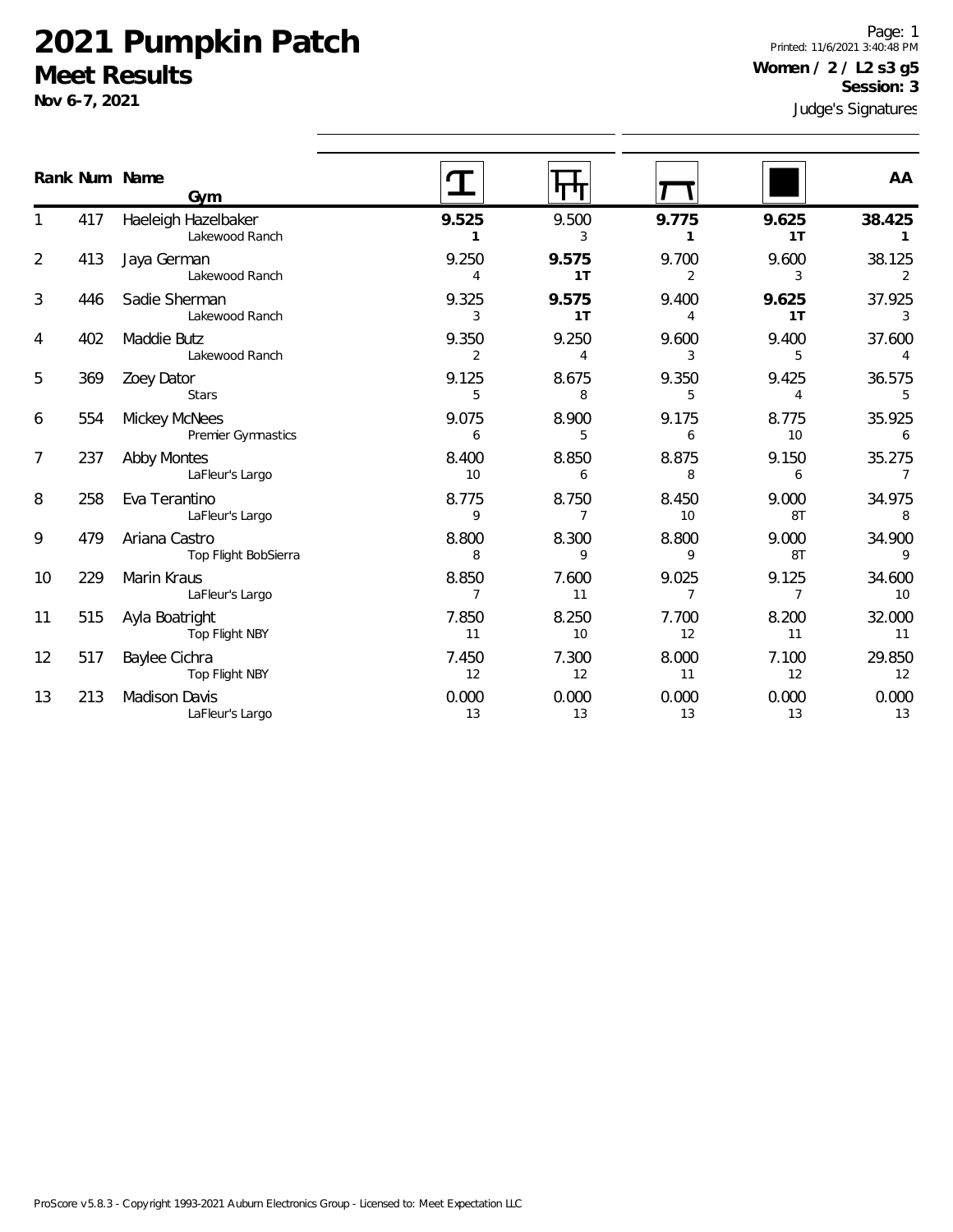# 2021 Pumpkin Patch
## Meet Results
**Nov 6-7, 2021**

Printed: 11/6/2021 3:40:48 PM

**Women / 2 / L2 s3 g5**
**Session: 3**

Judge's Signatures

| Rank | Num | Name / Gym | Vault | Bars | Beam | Floor | AA |
|---|---|---|---|---|---|---|---|
| 1 | 417 | Haeleigh Hazelbaker<br>Lakewood Ranch | **9.525**<br>**1** | 9.500<br>3 | **9.775**<br>**1** | **9.625**<br>**1T** | **38.425**<br>**1** |
| 2 | 413 | Jaya German<br>Lakewood Ranch | 9.250<br>4 | **9.575**<br>**1T** | 9.700<br>2 | 9.600<br>3 | 38.125<br>2 |
| 3 | 446 | Sadie Sherman<br>Lakewood Ranch | 9.325<br>3 | **9.575**<br>**1T** | 9.400<br>4 | **9.625**<br>**1T** | 37.925<br>3 |
| 4 | 402 | Maddie Butz<br>Lakewood Ranch | 9.350<br>2 | 9.250<br>4 | 9.600<br>3 | 9.400<br>5 | 37.600<br>4 |
| 5 | 369 | Zoey Dator<br>Stars | 9.125<br>5 | 8.675<br>8 | 9.350<br>5 | 9.425<br>4 | 36.575<br>5 |
| 6 | 554 | Mickey McNees<br>Premier Gymnastics | 9.075<br>6 | 8.900<br>5 | 9.175<br>6 | 8.775<br>10 | 35.925<br>6 |
| 7 | 237 | Abby Montes<br>LaFleur's Largo | 8.400<br>10 | 8.850<br>6 | 8.875<br>8 | 9.150<br>6 | 35.275<br>7 |
| 8 | 258 | Eva Terantino<br>LaFleur's Largo | 8.775<br>9 | 8.750<br>7 | 8.450<br>10 | 9.000<br>8T | 34.975<br>8 |
| 9 | 479 | Ariana Castro<br>Top Flight BobSierra | 8.800<br>8 | 8.300<br>9 | 8.800<br>9 | 9.000<br>8T | 34.900<br>9 |
| 10 | 229 | Marin Kraus<br>LaFleur's Largo | 8.850<br>7 | 7.600<br>11 | 9.025<br>7 | 9.125<br>7 | 34.600<br>10 |
| 11 | 515 | Ayla Boatright<br>Top Flight NBY | 7.850<br>11 | 8.250<br>10 | 7.700<br>12 | 8.200<br>11 | 32.000<br>11 |
| 12 | 517 | Baylee Cichra<br>Top Flight NBY | 7.450<br>12 | 7.300<br>12 | 8.000<br>11 | 7.100<br>12 | 29.850<br>12 |
| 13 | 213 | Madison Davis<br>LaFleur's Largo | 0.000<br>13 | 0.000<br>13 | 0.000<br>13 | 0.000<br>13 | 0.000<br>13 |

ProScore v5.8.3 - Copyright 1993-2021 Auburn Electronics Group - Licensed to: Meet Expectation LLC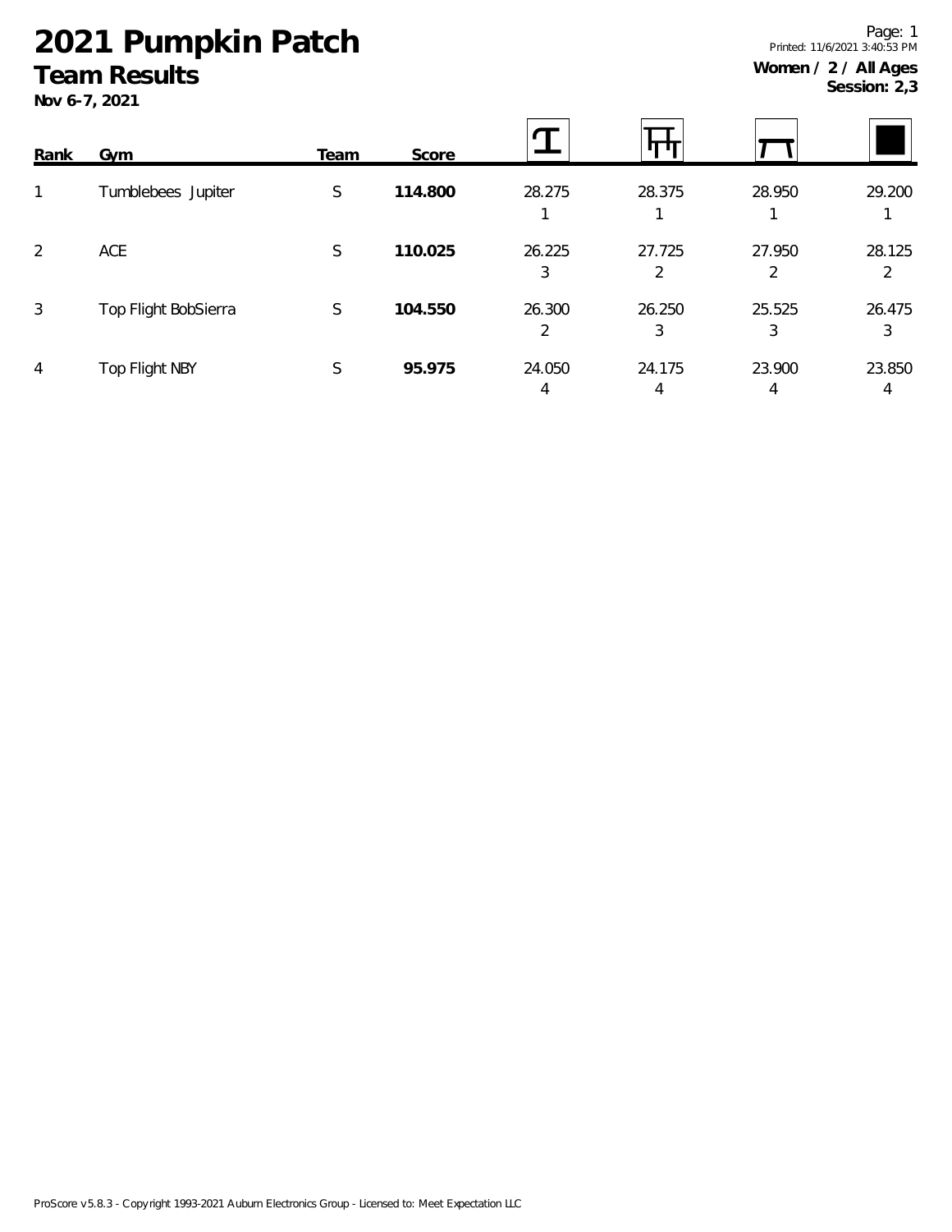# 2021 Pumpkin Patch

## Team Results

**Nov 6-7, 2021**

Printed: 11/6/2021 3:40:53 PM

**Women / 2 / All Ages**
**Session: 2,3**

| Rank | Gym | Team | Score | Vault | Bars | Beam | Floor |
|---|---|---|---|---|---|---|---|
| 1 | Tumblebees Jupiter | S | **114.800** | 28.275<br>1 | 28.375<br>1 | 28.950<br>1 | 29.200<br>1 |
| 2 | ACE | S | **110.025** | 26.225<br>3 | 27.725<br>2 | 27.950<br>2 | 28.125<br>2 |
| 3 | Top Flight BobSierra | S | **104.550** | 26.300<br>2 | 26.250<br>3 | 25.525<br>3 | 26.475<br>3 |
| 4 | Top Flight NBY | S | **95.975** | 24.050<br>4 | 24.175<br>4 | 23.900<br>4 | 23.850<br>4 |

ProScore v5.8.3 - Copyright 1993-2021 Auburn Electronics Group - Licensed to: Meet Expectation LLC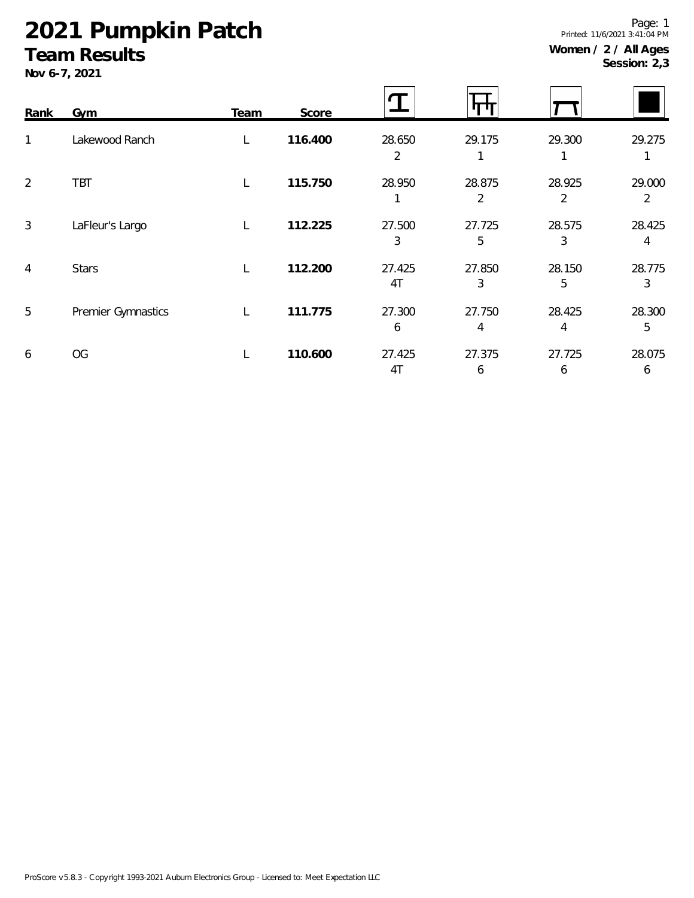# 2021 Pumpkin Patch

## Team Results

**Nov 6-7, 2021**

Page: 1
Printed: 11/6/2021 3:41:04 PM

**Women / 2 / All Ages**
**Session: 2,3**

| Rank | Gym | Team | Score | Vault | Bars | Beam | Floor |
|---|---|---|---|---|---|---|---|
| 1 | Lakewood Ranch | L | **116.400** | 28.650<br>2 | 29.175<br>1 | 29.300<br>1 | 29.275<br>1 |
| 2 | TBT | L | **115.750** | 28.950<br>1 | 28.875<br>2 | 28.925<br>2 | 29.000<br>2 |
| 3 | LaFleur's Largo | L | **112.225** | 27.500<br>3 | 27.725<br>5 | 28.575<br>3 | 28.425<br>4 |
| 4 | Stars | L | **112.200** | 27.425<br>4T | 27.850<br>3 | 28.150<br>5 | 28.775<br>3 |
| 5 | Premier Gymnastics | L | **111.775** | 27.300<br>6 | 27.750<br>4 | 28.425<br>4 | 28.300<br>5 |
| 6 | OG | L | **110.600** | 27.425<br>4T | 27.375<br>6 | 27.725<br>6 | 28.075<br>6 |

ProScore v5.8.3 - Copyright 1993-2021 Auburn Electronics Group - Licensed to: Meet Expectation LLC